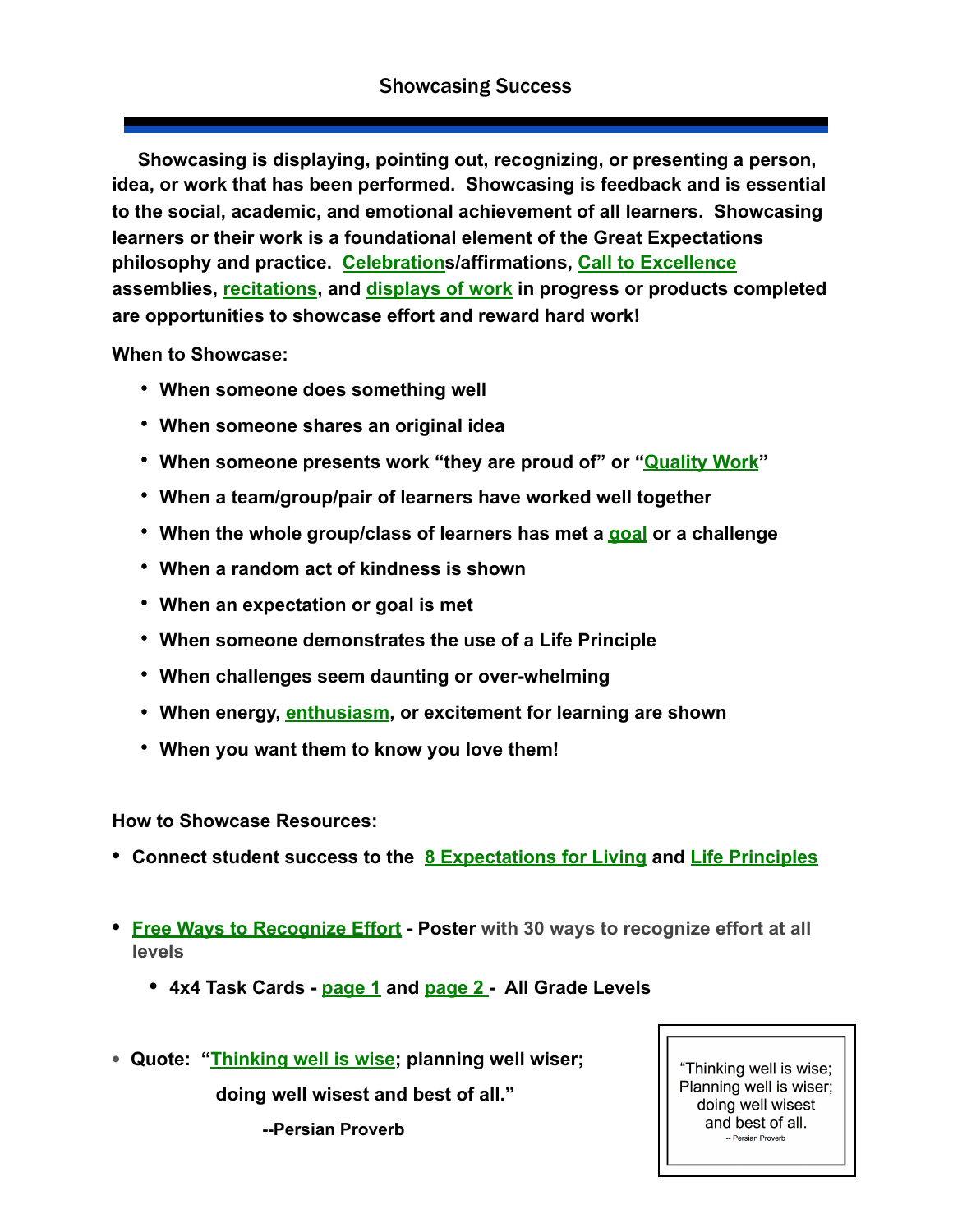# Showcasing Success

**Showcasing is displaying, pointing out, recognizing, or presenting a person, idea, or work that has been performed. Showcasing is feedback and is essential to the social, academic, and emotional achievement of all learners. Showcasing learners or their work is a foundational element of the Great Expectations philosophy and practice. Celebrations/affirmations, Call to Excellence assemblies, recitations, and displays of work in progress or products completed are opportunities to showcase effort and reward hard work!**

**When to Showcase:**

- **When someone does something well**
- **When someone shares an original idea**
- **When someone presents work "they are proud of" or "Quality Work"**
- **When a team/group/pair of learners have worked well together**
- **When the whole group/class of learners has met a goal or a challenge**
- **When a random act of kindness is shown**
- **When an expectation or goal is met**
- **When someone demonstrates the use of a Life Principle**
- **When challenges seem daunting or over-whelming**
- **When energy, enthusiasm, or excitement for learning are shown**
- **When you want them to know you love them!**

**How to Showcase Resources:**

- **Connect student success to the 8 Expectations for Living and Life Principles**
- **Free Ways to Recognize Effort - Poster** with 30 ways to recognize effort at all levels
  - **4x4 Task Cards - page 1 and page 2 - All Grade Levels**
- **Quote: "Thinking well is wise; planning well wiser; doing well wisest and best of all."**
  **--Persian Proverb**

"Thinking well is wise;
Planning well is wiser;
doing well wisest
and best of all.
-- Persian Proverb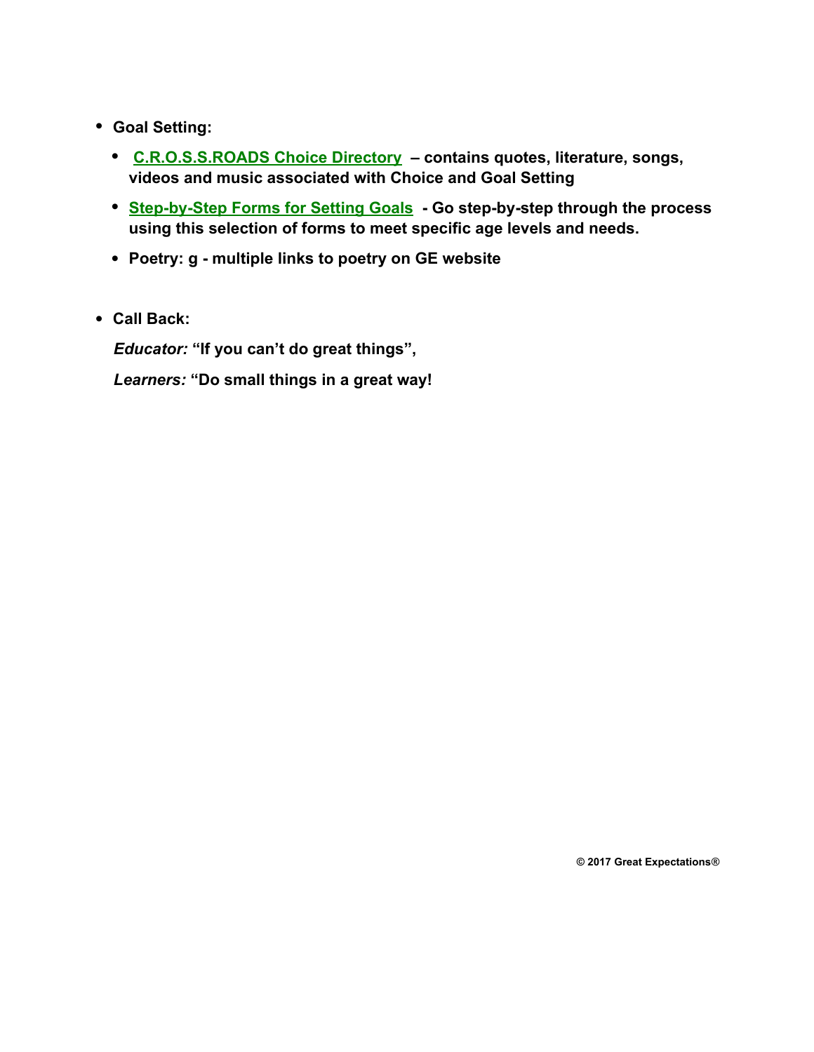- **Goal Setting:**
  - **C.R.O.S.S.ROADS Choice Directory – contains quotes, literature, songs, videos and music associated with Choice and Goal Setting**
  - **Step-by-Step Forms for Setting Goals - Go step-by-step through the process using this selection of forms to meet specific age levels and needs.**
  - **Poetry: g - multiple links to poetry on GE website**

- **Call Back:**

  ***Educator:* "If you can't do great things",**

  ***Learners:* "Do small things in a great way!**

**© 2017 Great Expectations®**